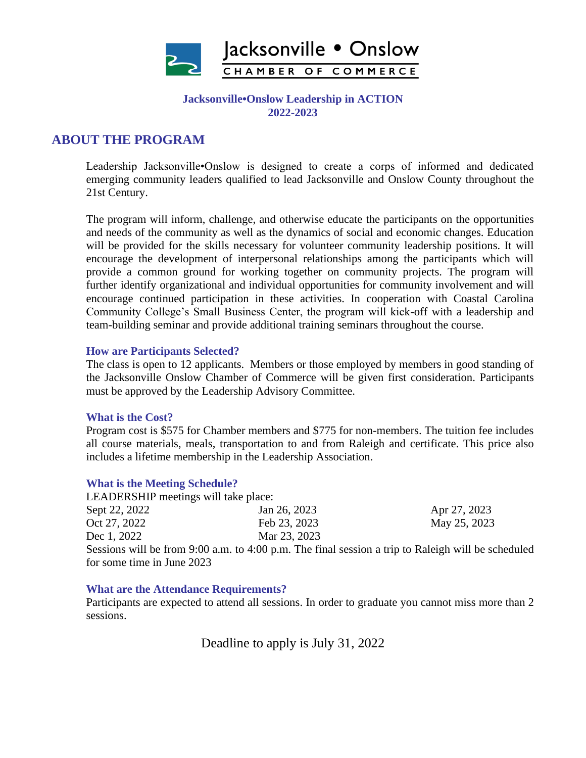Jacksonville • Onslow

CHAMBER OF COMMERCE

**Jacksonville•Onslow Leadership in ACTION**
**2022-2023**

## ABOUT THE PROGRAM

Leadership Jacksonville•Onslow is designed to create a corps of informed and dedicated emerging community leaders qualified to lead Jacksonville and Onslow County throughout the 21st Century.

The program will inform, challenge, and otherwise educate the participants on the opportunities and needs of the community as well as the dynamics of social and economic changes. Education will be provided for the skills necessary for volunteer community leadership positions. It will encourage the development of interpersonal relationships among the participants which will provide a common ground for working together on community projects. The program will further identify organizational and individual opportunities for community involvement and will encourage continued participation in these activities. In cooperation with Coastal Carolina Community College's Small Business Center, the program will kick-off with a leadership and team-building seminar and provide additional training seminars throughout the course.

### How are Participants Selected?

The class is open to 12 applicants. Members or those employed by members in good standing of the Jacksonville Onslow Chamber of Commerce will be given first consideration. Participants must be approved by the Leadership Advisory Committee.

### What is the Cost?

Program cost is $575 for Chamber members and $775 for non-members. The tuition fee includes all course materials, meals, transportation to and from Raleigh and certificate. This price also includes a lifetime membership in the Leadership Association.

### What is the Meeting Schedule?

LEADERSHIP meetings will take place:

| | | |
|---|---|---|
| Sept 22, 2022 | Jan 26, 2023 | Apr 27, 2023 |
| Oct 27, 2022 | Feb 23, 2023 | May 25, 2023 |
| Dec 1, 2022 | Mar 23, 2023 | |

Sessions will be from 9:00 a.m. to 4:00 p.m. The final session a trip to Raleigh will be scheduled for some time in June 2023

### What are the Attendance Requirements?

Participants are expected to attend all sessions. In order to graduate you cannot miss more than 2 sessions.

Deadline to apply is July 31, 2022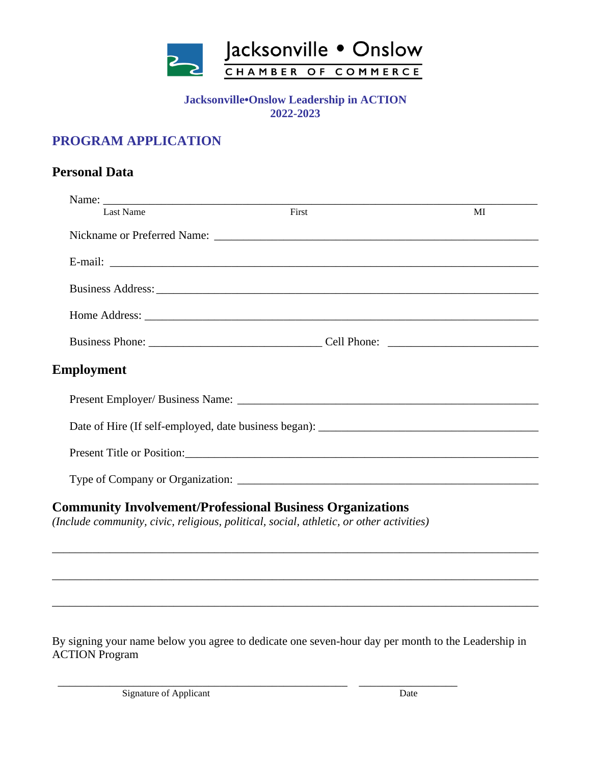Jacksonville • Onslow
CHAMBER OF COMMERCE

**Jacksonville•Onslow Leadership in ACTION**
**2022-2023**

## PROGRAM APPLICATION

### Personal Data

Name: ________________________________________________________________
Last Name First MI

Nickname or Preferred Name: ____________________________________________

E-mail: ________________________________________________________________

Business Address: ______________________________________________________

Home Address: _________________________________________________________

Business Phone: ____________________________ Cell Phone: __________________________

### Employment

Present Employer/ Business Name: _________________________________________

Date of Hire (If self-employed, date business began): ______________________________

Present Title or Position:____________________________________________________

Type of Company or Organization: _________________________________________

### Community Involvement/Professional Business Organizations

*(Include community, civic, religious, political, social, athletic, or other activities)*

_______________________________________________________________________________

_______________________________________________________________________________

_______________________________________________________________________________

By signing your name below you agree to dedicate one seven-hour day per month to the Leadership in ACTION Program

_____________________________________________________ __________________
Signature of Applicant Date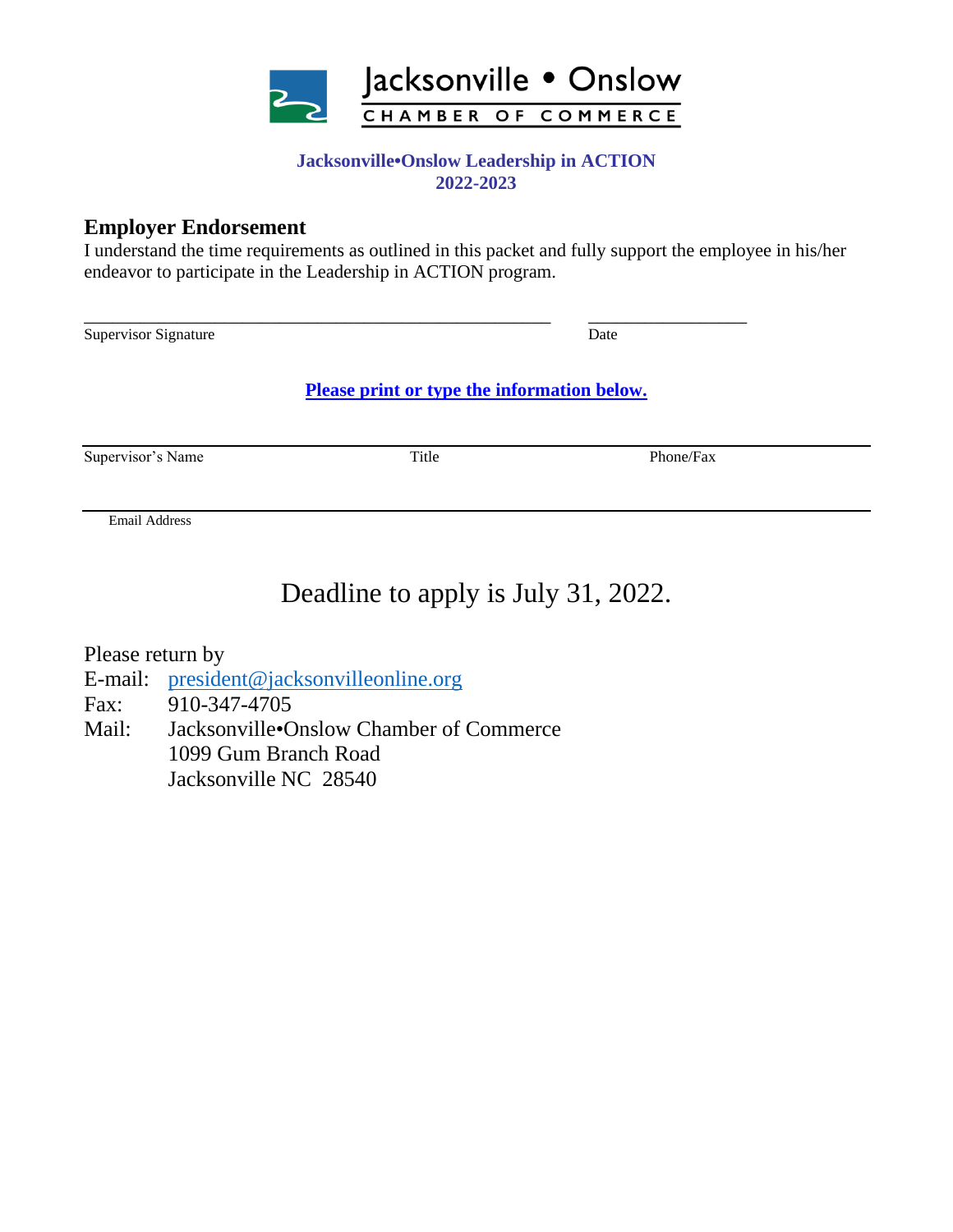Jacksonville • Onslow
CHAMBER OF COMMERCE

**Jacksonville•Onslow Leadership in ACTION**
**2022-2023**

## Employer Endorsement

I understand the time requirements as outlined in this packet and fully support the employee in his/her endeavor to participate in the Leadership in ACTION program.

_______________________________________________________ __________________

Supervisor Signature Date

**Please print or type the information below.**

Supervisor's Name Title Phone/Fax

Email Address

Deadline to apply is July 31, 2022.

Please return by
E-mail: president@jacksonvilleonline.org
Fax: 910-347-4705
Mail: Jacksonville•Onslow Chamber of Commerce
1099 Gum Branch Road
Jacksonville NC 28540